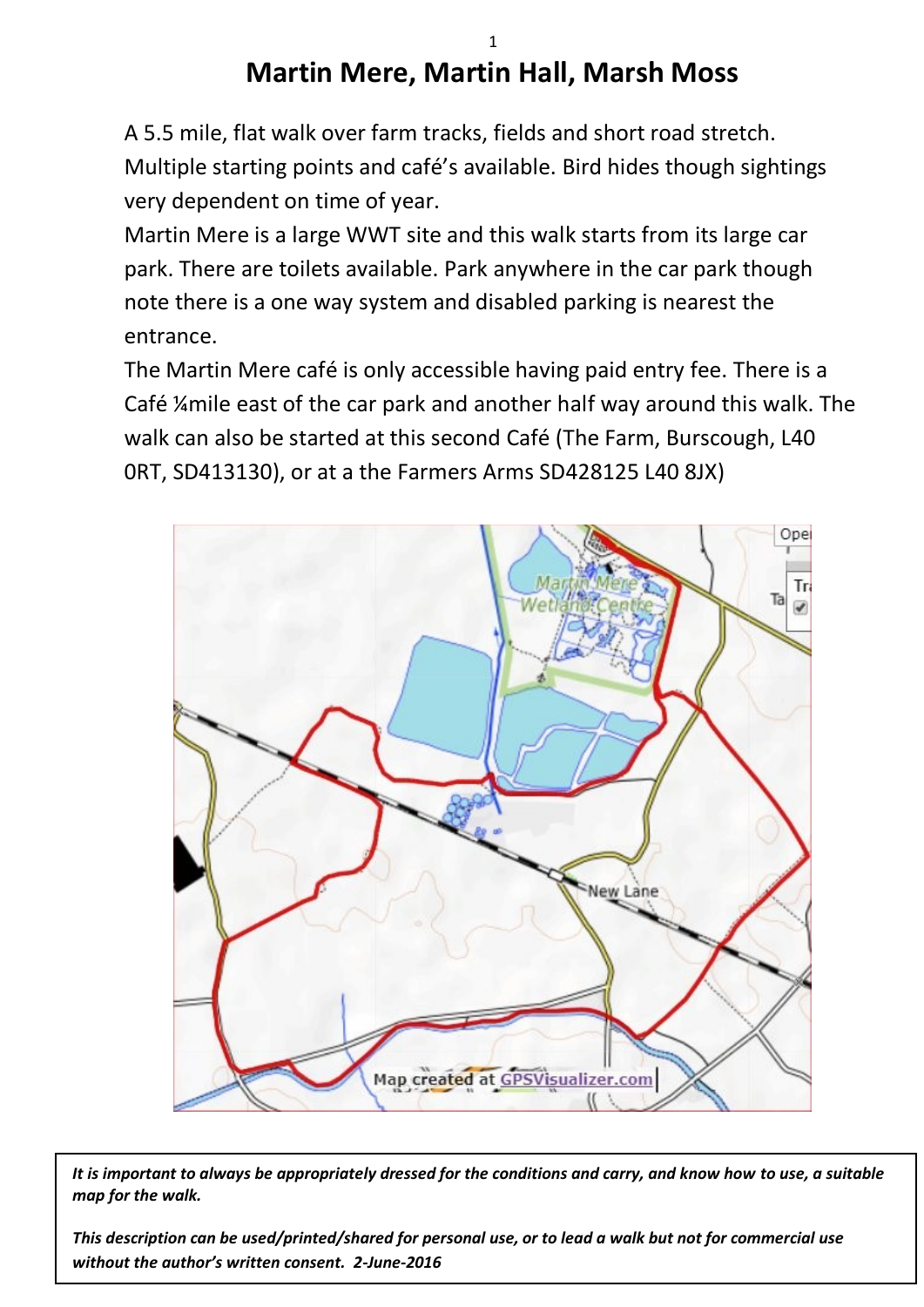# Martin Mere, Martin Hall, Marsh Moss

A 5.5 mile, flat walk over farm tracks, fields and short road stretch. Multiple starting points and café's available. Bird hides though sightings very dependent on time of year.

Martin Mere is a large WWT site and this walk starts from its large car park. There are toilets available. Park anywhere in the car park though note there is a one way system and disabled parking is nearest the entrance.

The Martin Mere café is only accessible having paid entry fee. There is a Café ¼mile east of the car park and another half way around this walk. The walk can also be started at this second Café (The Farm, Burscough, L40 0RT, SD413130), or at a the Farmers Arms SD428125 L40 8JX)

*It is important to always be appropriately dressed for the conditions and carry, and know how to use, a suitable map for the walk.*

*This description can be used/printed/shared for personal use, or to lead a walk but not for commercial use without the author's written consent. 2-June-2016*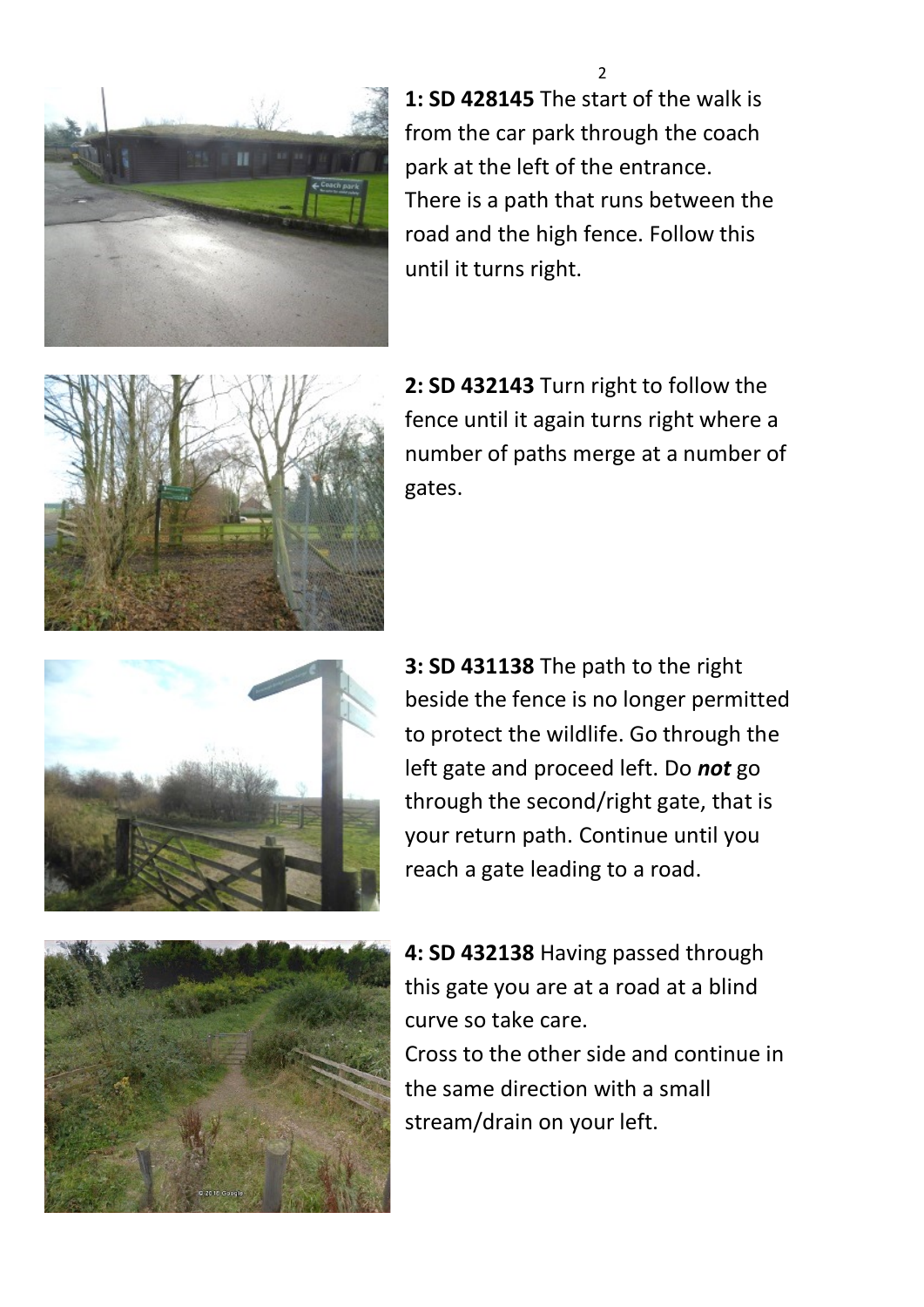**1: SD 428145** The start of the walk is from the car park through the coach park at the left of the entrance. There is a path that runs between the road and the high fence. Follow this until it turns right.

**2: SD 432143** Turn right to follow the fence until it again turns right where a number of paths merge at a number of gates.

**3: SD 431138** The path to the right beside the fence is no longer permitted to protect the wildlife. Go through the left gate and proceed left. Do ***not*** go through the second/right gate, that is your return path. Continue until you reach a gate leading to a road.

**4: SD 432138** Having passed through this gate you are at a road at a blind curve so take care.
Cross to the other side and continue in the same direction with a small stream/drain on your left.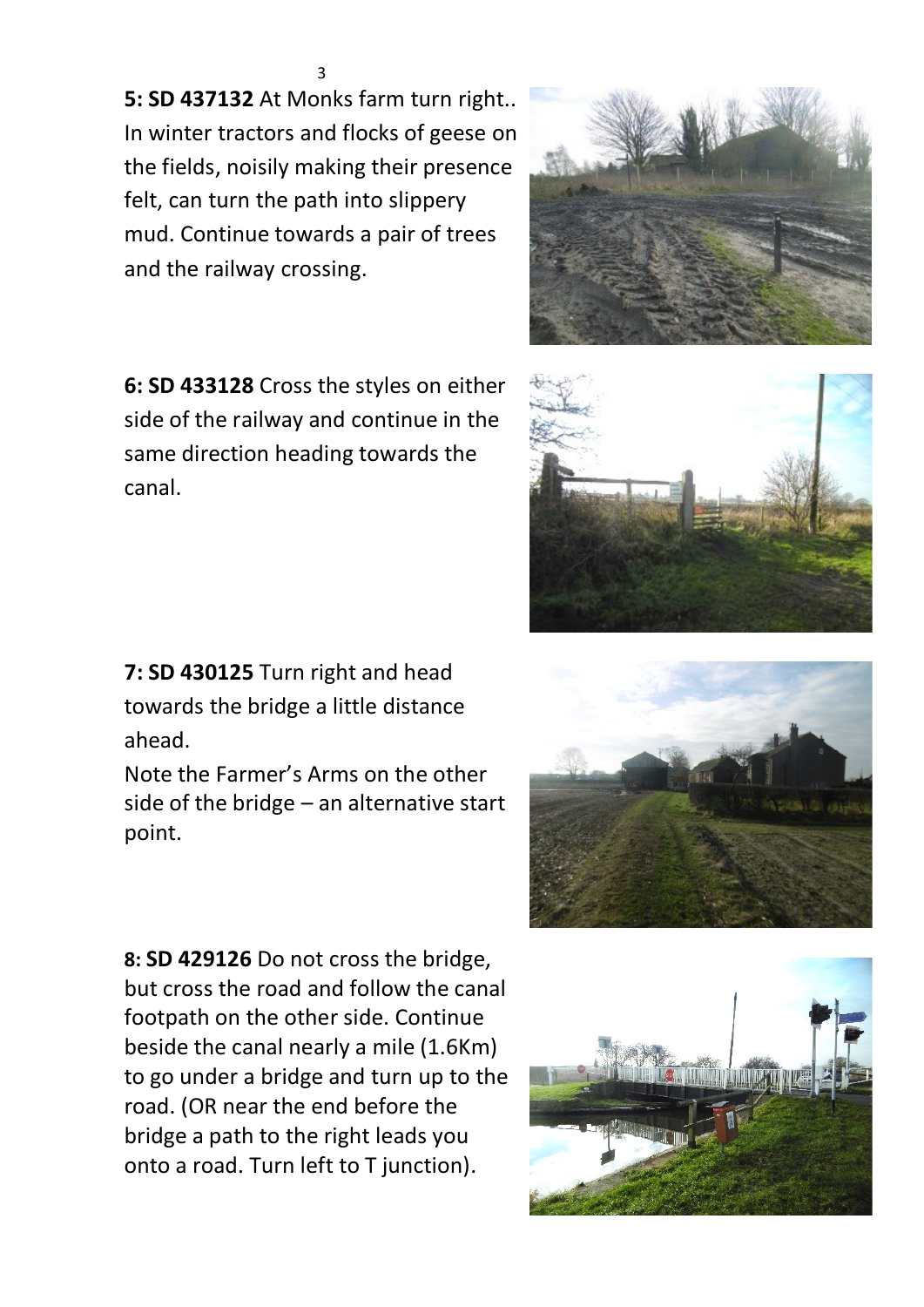**5: SD 437132** At Monks farm turn right.. In winter tractors and flocks of geese on the fields, noisily making their presence felt, can turn the path into slippery mud. Continue towards a pair of trees and the railway crossing.

**6: SD 433128** Cross the styles on either side of the railway and continue in the same direction heading towards the canal.

**7: SD 430125** Turn right and head towards the bridge a little distance ahead.

Note the Farmer's Arms on the other side of the bridge – an alternative start point.

**8: SD 429126** Do not cross the bridge, but cross the road and follow the canal footpath on the other side. Continue beside the canal nearly a mile (1.6Km) to go under a bridge and turn up to the road. (OR near the end before the bridge a path to the right leads you onto a road. Turn left to T junction).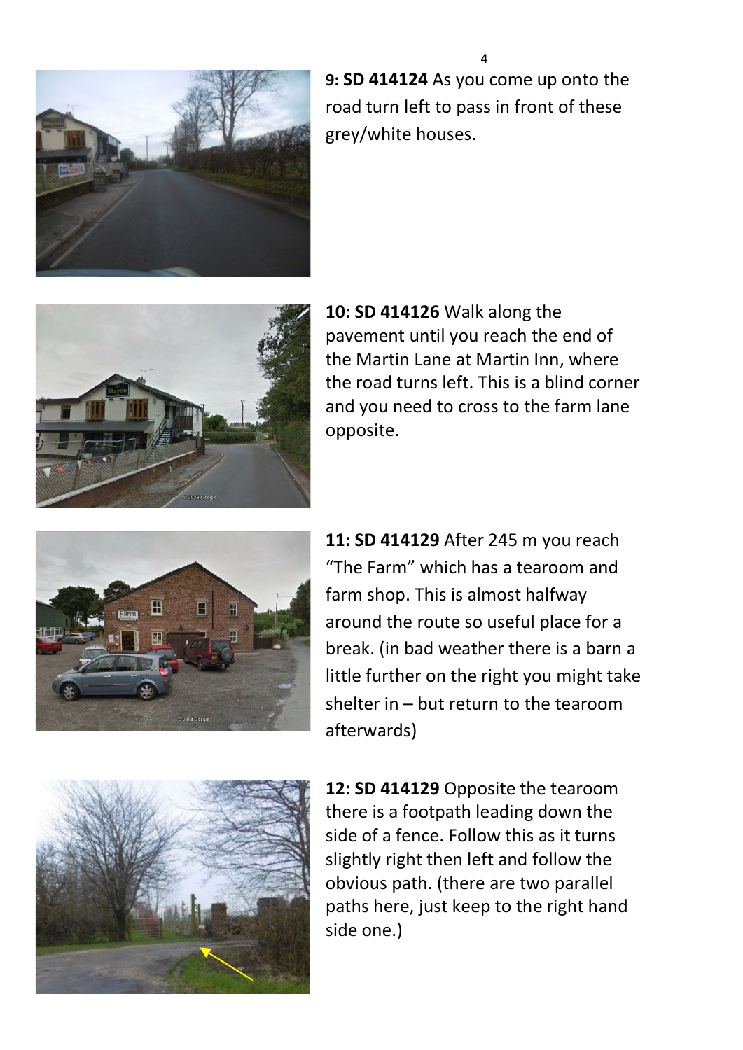**9: SD 414124** As you come up onto the road turn left to pass in front of these grey/white houses.

**10: SD 414126** Walk along the pavement until you reach the end of the Martin Lane at Martin Inn, where the road turns left. This is a blind corner and you need to cross to the farm lane opposite.

**11: SD 414129** After 245 m you reach "The Farm" which has a tearoom and farm shop. This is almost halfway around the route so useful place for a break. (in bad weather there is a barn a little further on the right you might take shelter in – but return to the tearoom afterwards)

**12: SD 414129** Opposite the tearoom there is a footpath leading down the side of a fence. Follow this as it turns slightly right then left and follow the obvious path. (there are two parallel paths here, just keep to the right hand side one.)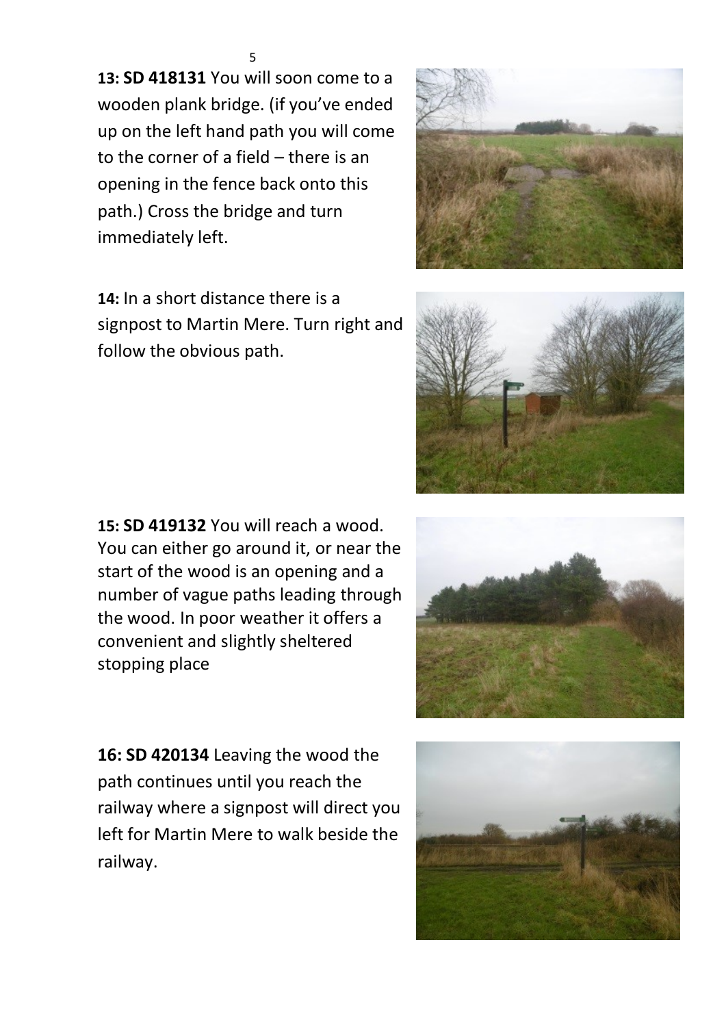**13: SD 418131** You will soon come to a wooden plank bridge. (if you've ended up on the left hand path you will come to the corner of a field – there is an opening in the fence back onto this path.) Cross the bridge and turn immediately left.

**14:** In a short distance there is a signpost to Martin Mere. Turn right and follow the obvious path.

**15: SD 419132** You will reach a wood. You can either go around it, or near the start of the wood is an opening and a number of vague paths leading through the wood. In poor weather it offers a convenient and slightly sheltered stopping place

**16: SD 420134** Leaving the wood the path continues until you reach the railway where a signpost will direct you left for Martin Mere to walk beside the railway.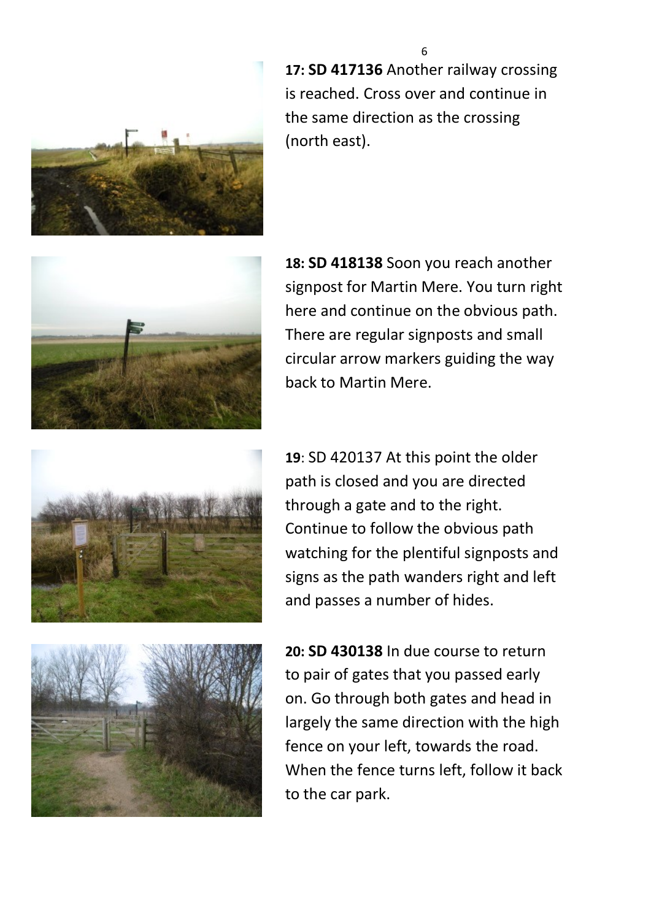**17: SD 417136** Another railway crossing is reached. Cross over and continue in the same direction as the crossing (north east).

**18: SD 418138** Soon you reach another signpost for Martin Mere. You turn right here and continue on the obvious path. There are regular signposts and small circular arrow markers guiding the way back to Martin Mere.

**19**: SD 420137 At this point the older path is closed and you are directed through a gate and to the right. Continue to follow the obvious path watching for the plentiful signposts and signs as the path wanders right and left and passes a number of hides.

**20: SD 430138** In due course to return to pair of gates that you passed early on. Go through both gates and head in largely the same direction with the high fence on your left, towards the road. When the fence turns left, follow it back to the car park.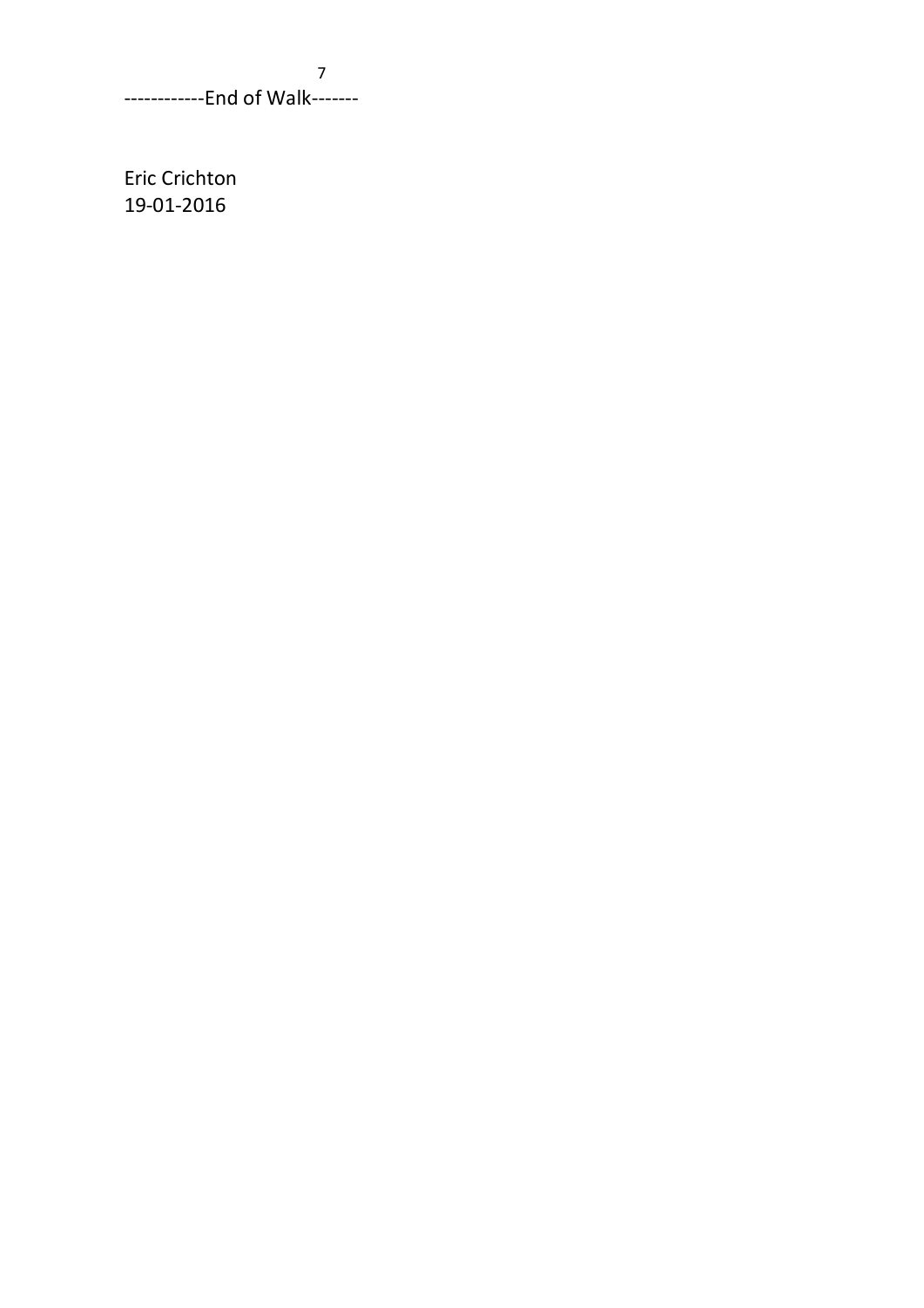------------End of Walk-------

Eric Crichton
19-01-2016